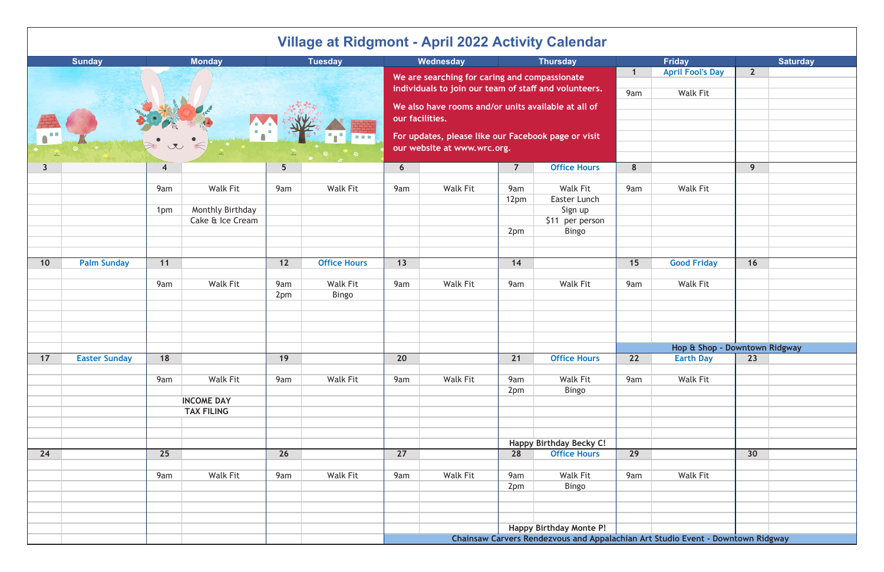# Village at Ridgmont - April 2022 Activity Calendar

We are searching for caring and compassionate individuals to join our team of staff and volunteers.

We also have rooms and/or units available at all of our facilities.

For updates, please like our Facebook page or visit our website at www.wrc.org.

| Sunday | Monday | Tuesday | Wednesday | Thursday | Friday | Saturday |
|---|---|---|---|---|---|---|
| | | | | | **1** April Fool's Day<br>9am Walk Fit | **2** |
| **3** | **4**<br>9am Walk Fit<br>1pm Monthly Birthday Cake & Ice Cream | **5**<br>9am Walk Fit | **6**<br>9am Walk Fit | **7** Office Hours<br>9am Walk Fit<br>12pm Easter Lunch Sign up $11 per person<br>2pm Bingo | **8**<br>9am Walk Fit | **9** |
| **10** Palm Sunday | **11**<br>9am Walk Fit | **12** Office Hours<br>9am Walk Fit<br>2pm Bingo | **13**<br>9am Walk Fit | **14**<br>9am Walk Fit | **15** Good Friday<br>9am Walk Fit<br>Hop & Shop - Downtown Ridgway | **16**<br>Hop & Shop - Downtown Ridgway |
| **17** Easter Sunday | **18**<br>9am Walk Fit<br>INCOME DAY<br>TAX FILING | **19**<br>9am Walk Fit | **20**<br>9am Walk Fit | **21** Office Hours<br>9am Walk Fit<br>2pm Bingo<br>Happy Birthday Becky C! | **22** Earth Day<br>9am Walk Fit | **23** |
| **24** | **25**<br>9am Walk Fit | **26**<br>9am Walk Fit | **27**<br>9am Walk Fit<br>Chainsaw Carvers Rendezvous and Appalachian Art Studio Event - Downtown Ridgway | **28** Office Hours<br>9am Walk Fit<br>2pm Bingo<br>Happy Birthday Monte P!<br>Chainsaw Carvers Rendezvous and Appalachian Art Studio Event - Downtown Ridgway | **29**<br>9am Walk Fit<br>Chainsaw Carvers Rendezvous and Appalachian Art Studio Event - Downtown Ridgway | **30**<br>Chainsaw Carvers Rendezvous and Appalachian Art Studio Event - Downtown Ridgway |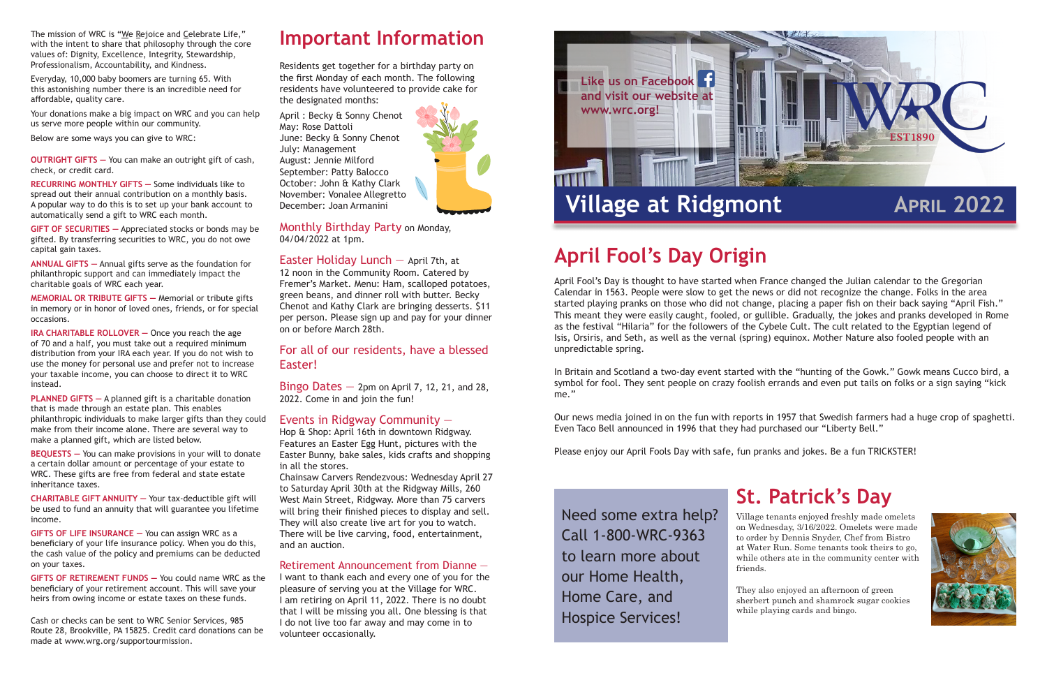The mission of WRC is "We Rejoice and Celebrate Life," with the intent to share that philosophy through the core values of: Dignity, Excellence, Integrity, Stewardship, Professionalism, Accountability, and Kindness.

Everyday, 10,000 baby boomers are turning 65. With this astonishing number there is an incredible need for affordable, quality care.

Your donations make a big impact on WRC and you can help us serve more people within our community.

Below are some ways you can give to WRC:

**OUTRIGHT GIFTS —** You can make an outright gift of cash, check, or credit card.

**RECURRING MONTHLY GIFTS —** Some individuals like to spread out their annual contribution on a monthly basis. A popular way to do this is to set up your bank account to automatically send a gift to WRC each month.

**GIFT OF SECURITIES —** Appreciated stocks or bonds may be gifted. By transferring securities to WRC, you do not owe capital gain taxes.

**ANNUAL GIFTS —** Annual gifts serve as the foundation for philanthropic support and can immediately impact the charitable goals of WRC each year.

**MEMORIAL OR TRIBUTE GIFTS —** Memorial or tribute gifts in memory or in honor of loved ones, friends, or for special occasions.

**IRA CHARITABLE ROLLOVER —** Once you reach the age of 70 and a half, you must take out a required minimum distribution from your IRA each year. If you do not wish to use the money for personal use and prefer not to increase your taxable income, you can choose to direct it to WRC instead.

**PLANNED GIFTS —** A planned gift is a charitable donation that is made through an estate plan. This enables philanthropic individuals to make larger gifts than they could make from their income alone. There are several way to make a planned gift, which are listed below.

**BEQUESTS —** You can make provisions in your will to donate a certain dollar amount or percentage of your estate to WRC. These gifts are free from federal and state estate inheritance taxes.

**CHARITABLE GIFT ANNUITY —** Your tax-deductible gift will be used to fund an annuity that will guarantee you lifetime income.

**GIFTS OF LIFE INSURANCE —** You can assign WRC as a beneficiary of your life insurance policy. When you do this, the cash value of the policy and premiums can be deducted on your taxes.

**GIFTS OF RETIREMENT FUNDS —** You could name WRC as the beneficiary of your retirement account. This will save your heirs from owing income or estate taxes on these funds.

Cash or checks can be sent to WRC Senior Services, 985 Route 28, Brookville, PA 15825. Credit card donations can be made at www.wrg.org/supportourmission.

# Important Information

Residents get together for a birthday party on the first Monday of each month. The following residents have volunteered to provide cake for the designated months:

April : Becky & Sonny Chenot
May: Rose Dattoli
June: Becky & Sonny Chenot
July: Management
August: Jennie Milford
September: Patty Balocco
October: John & Kathy Clark
November: Vonalee Allegretto
December: Joan Armanini

**Monthly Birthday Party** on Monday, 04/04/2022 at 1pm.

**Easter Holiday Lunch** — April 7th, at 12 noon in the Community Room. Catered by Fremer's Market. Menu: Ham, scalloped potatoes, green beans, and dinner roll with butter. Becky Chenot and Kathy Clark are bringing desserts. $11 per person. Please sign up and pay for your dinner on or before March 28th.

## For all of our residents, have a blessed Easter!

**Bingo Dates** — 2pm on April 7, 12, 21, and 28, 2022. Come in and join the fun!

**Events in Ridgway Community** —
Hop & Shop: April 16th in downtown Ridgway. Features an Easter Egg Hunt, pictures with the Easter Bunny, bake sales, kids crafts and shopping in all the stores.
Chainsaw Carvers Rendezvous: Wednesday April 27 to Saturday April 30th at the Ridgway Mills, 260 West Main Street, Ridgway. More than 75 carvers will bring their finished pieces to display and sell. They will also create live art for you to watch. There will be live carving, food, entertainment, and an auction.

**Retirement Announcement from Dianne** —
I want to thank each and every one of you for the pleasure of serving you at the Village for WRC. I am retiring on April 11, 2022. There is no doubt that I will be missing you all. One blessing is that I do not live too far away and may come in to volunteer occasionally.

Like us on Facebook and visit our website at www.wrc.org!

WRC EST1890

# Village at Ridgmont — April 2022

# April Fool's Day Origin

April Fool's Day is thought to have started when France changed the Julian calendar to the Gregorian Calendar in 1563. People were slow to get the news or did not recognize the change. Folks in the area started playing pranks on those who did not change, placing a paper fish on their back saying "April Fish." This meant they were easily caught, fooled, or gullible. Gradually, the jokes and pranks developed in Rome as the festival "Hilaria" for the followers of the Cybele Cult. The cult related to the Egyptian legend of Isis, Orsiris, and Seth, as well as the vernal (spring) equinox. Mother Nature also fooled people with an unpredictable spring.

In Britain and Scotland a two-day event started with the "hunting of the Gowk." Gowk means Cucco bird, a symbol for fool. They sent people on crazy foolish errands and even put tails on folks or a sign saying "kick me."

Our news media joined in on the fun with reports in 1957 that Swedish farmers had a huge crop of spaghetti. Even Taco Bell announced in 1996 that they had purchased our "Liberty Bell."

Please enjoy our April Fools Day with safe, fun pranks and jokes. Be a fun TRICKSTER!

Need some extra help? Call 1-800-WRC-9363 to learn more about our Home Health, Home Care, and Hospice Services!

# St. Patrick's Day

Village tenants enjoyed freshly made omelets on Wednesday, 3/16/2022. Omelets were made to order by Dennis Snyder, Chef from Bistro at Water Run. Some tenants took theirs to go, while others ate in the community center with friends.

They also enjoyed an afternoon of green sherbert punch and shamrock sugar cookies while playing cards and bingo.